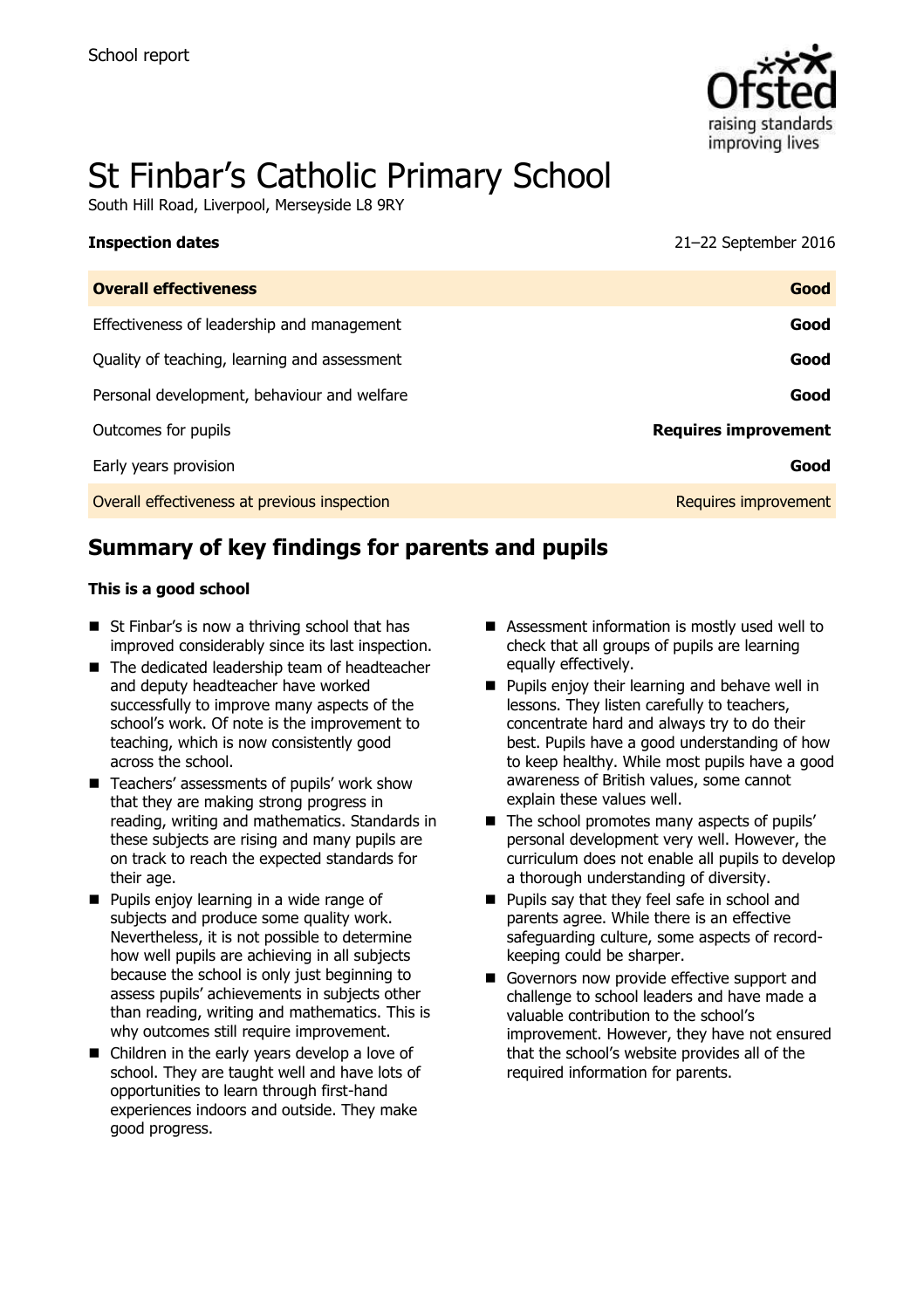School report

# St Finbar's Catholic Primary School

South Hill Road, Liverpool, Merseyside L8 9RY

| **Inspection dates** | 21–22 September 2016 |
| --- | --- |
| **Overall effectiveness** | **Good** |
| Effectiveness of leadership and management | **Good** |
| Quality of teaching, learning and assessment | **Good** |
| Personal development, behaviour and welfare | **Good** |
| Outcomes for pupils | **Requires improvement** |
| Early years provision | **Good** |
| Overall effectiveness at previous inspection | Requires improvement |

## Summary of key findings for parents and pupils

**This is a good school**

- St Finbar's is now a thriving school that has improved considerably since its last inspection.
- The dedicated leadership team of headteacher and deputy headteacher have worked successfully to improve many aspects of the school's work. Of note is the improvement to teaching, which is now consistently good across the school.
- Teachers' assessments of pupils' work show that they are making strong progress in reading, writing and mathematics. Standards in these subjects are rising and many pupils are on track to reach the expected standards for their age.
- Pupils enjoy learning in a wide range of subjects and produce some quality work. Nevertheless, it is not possible to determine how well pupils are achieving in all subjects because the school is only just beginning to assess pupils' achievements in subjects other than reading, writing and mathematics. This is why outcomes still require improvement.
- Children in the early years develop a love of school. They are taught well and have lots of opportunities to learn through first-hand experiences indoors and outside. They make good progress.
- Assessment information is mostly used well to check that all groups of pupils are learning equally effectively.
- Pupils enjoy their learning and behave well in lessons. They listen carefully to teachers, concentrate hard and always try to do their best. Pupils have a good understanding of how to keep healthy. While most pupils have a good awareness of British values, some cannot explain these values well.
- The school promotes many aspects of pupils' personal development very well. However, the curriculum does not enable all pupils to develop a thorough understanding of diversity.
- Pupils say that they feel safe in school and parents agree. While there is an effective safeguarding culture, some aspects of record-keeping could be sharper.
- Governors now provide effective support and challenge to school leaders and have made a valuable contribution to the school's improvement. However, they have not ensured that the school's website provides all of the required information for parents.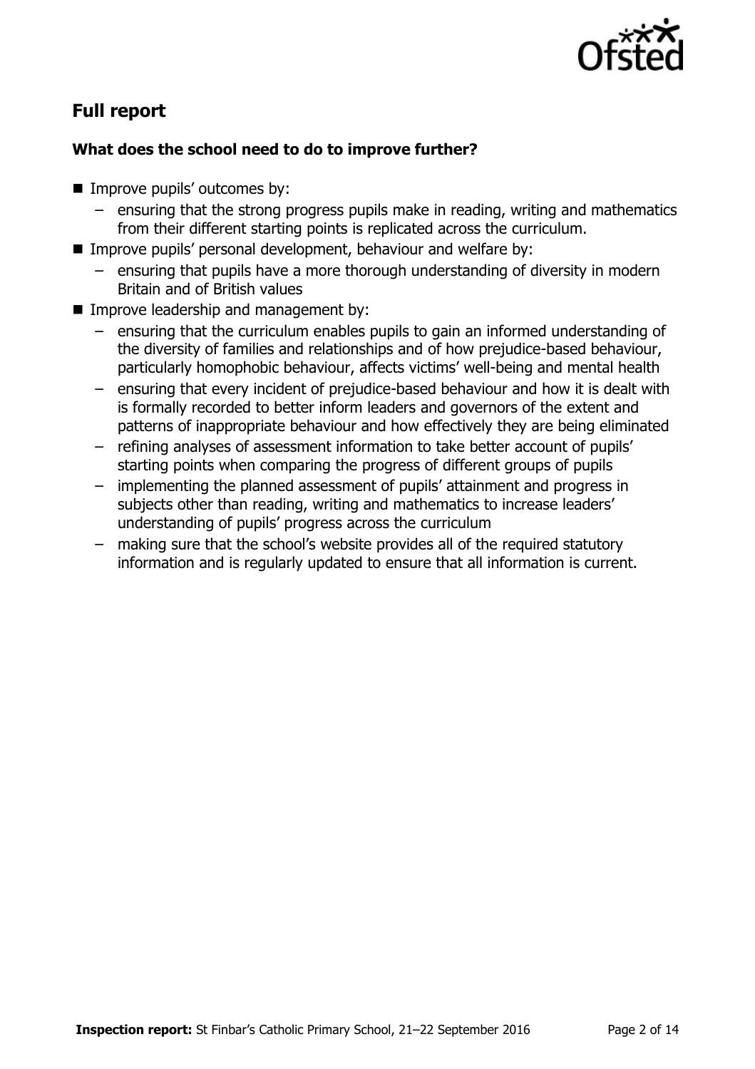## Full report

### What does the school need to do to improve further?

- Improve pupils' outcomes by:
  - ensuring that the strong progress pupils make in reading, writing and mathematics from their different starting points is replicated across the curriculum.
- Improve pupils' personal development, behaviour and welfare by:
  - ensuring that pupils have a more thorough understanding of diversity in modern Britain and of British values
- Improve leadership and management by:
  - ensuring that the curriculum enables pupils to gain an informed understanding of the diversity of families and relationships and of how prejudice-based behaviour, particularly homophobic behaviour, affects victims' well-being and mental health
  - ensuring that every incident of prejudice-based behaviour and how it is dealt with is formally recorded to better inform leaders and governors of the extent and patterns of inappropriate behaviour and how effectively they are being eliminated
  - refining analyses of assessment information to take better account of pupils' starting points when comparing the progress of different groups of pupils
  - implementing the planned assessment of pupils' attainment and progress in subjects other than reading, writing and mathematics to increase leaders' understanding of pupils' progress across the curriculum
  - making sure that the school's website provides all of the required statutory information and is regularly updated to ensure that all information is current.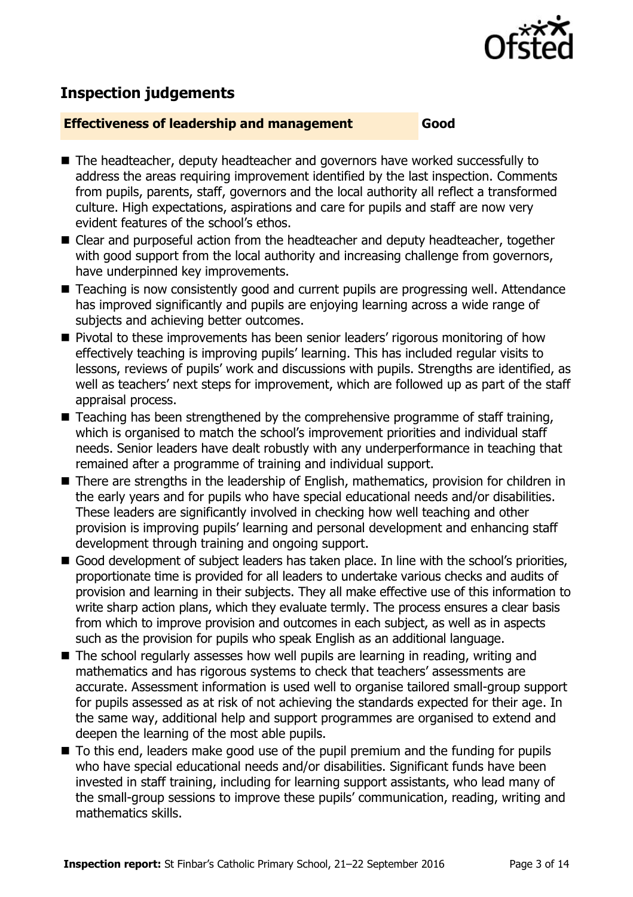## Inspection judgements

**Effectiveness of leadership and management** **Good**

- The headteacher, deputy headteacher and governors have worked successfully to address the areas requiring improvement identified by the last inspection. Comments from pupils, parents, staff, governors and the local authority all reflect a transformed culture. High expectations, aspirations and care for pupils and staff are now very evident features of the school's ethos.
- Clear and purposeful action from the headteacher and deputy headteacher, together with good support from the local authority and increasing challenge from governors, have underpinned key improvements.
- Teaching is now consistently good and current pupils are progressing well. Attendance has improved significantly and pupils are enjoying learning across a wide range of subjects and achieving better outcomes.
- Pivotal to these improvements has been senior leaders' rigorous monitoring of how effectively teaching is improving pupils' learning. This has included regular visits to lessons, reviews of pupils' work and discussions with pupils. Strengths are identified, as well as teachers' next steps for improvement, which are followed up as part of the staff appraisal process.
- Teaching has been strengthened by the comprehensive programme of staff training, which is organised to match the school's improvement priorities and individual staff needs. Senior leaders have dealt robustly with any underperformance in teaching that remained after a programme of training and individual support.
- There are strengths in the leadership of English, mathematics, provision for children in the early years and for pupils who have special educational needs and/or disabilities. These leaders are significantly involved in checking how well teaching and other provision is improving pupils' learning and personal development and enhancing staff development through training and ongoing support.
- Good development of subject leaders has taken place. In line with the school's priorities, proportionate time is provided for all leaders to undertake various checks and audits of provision and learning in their subjects. They all make effective use of this information to write sharp action plans, which they evaluate termly. The process ensures a clear basis from which to improve provision and outcomes in each subject, as well as in aspects such as the provision for pupils who speak English as an additional language.
- The school regularly assesses how well pupils are learning in reading, writing and mathematics and has rigorous systems to check that teachers' assessments are accurate. Assessment information is used well to organise tailored small-group support for pupils assessed as at risk of not achieving the standards expected for their age. In the same way, additional help and support programmes are organised to extend and deepen the learning of the most able pupils.
- To this end, leaders make good use of the pupil premium and the funding for pupils who have special educational needs and/or disabilities. Significant funds have been invested in staff training, including for learning support assistants, who lead many of the small-group sessions to improve these pupils' communication, reading, writing and mathematics skills.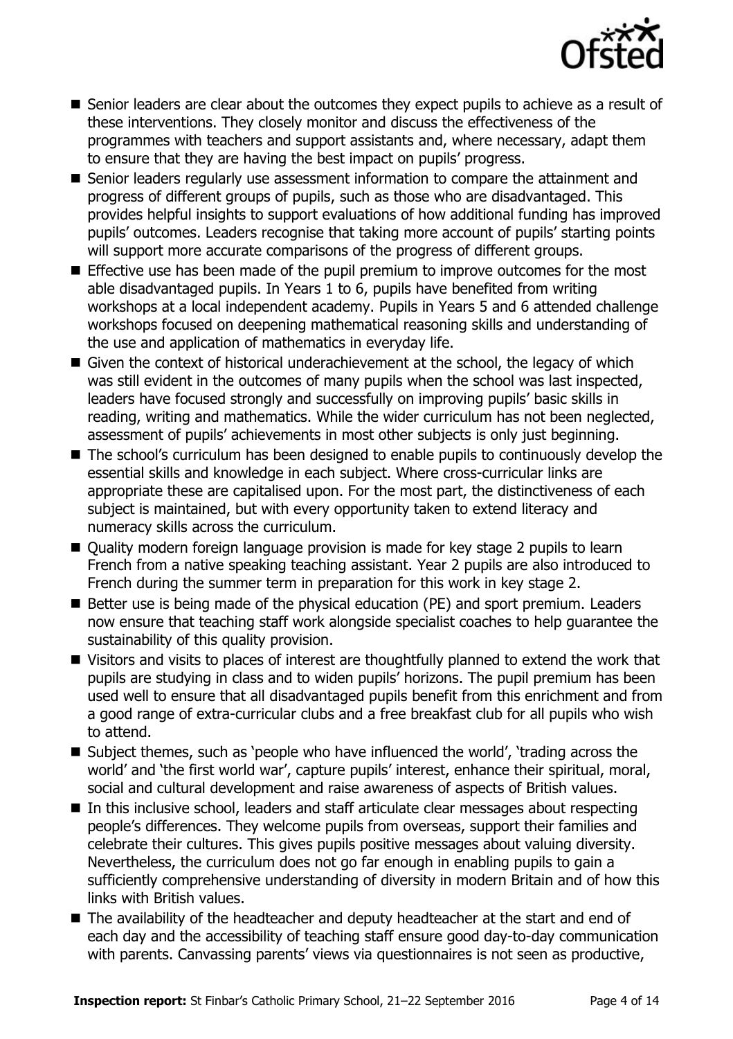- Senior leaders are clear about the outcomes they expect pupils to achieve as a result of these interventions. They closely monitor and discuss the effectiveness of the programmes with teachers and support assistants and, where necessary, adapt them to ensure that they are having the best impact on pupils' progress.
- Senior leaders regularly use assessment information to compare the attainment and progress of different groups of pupils, such as those who are disadvantaged. This provides helpful insights to support evaluations of how additional funding has improved pupils' outcomes. Leaders recognise that taking more account of pupils' starting points will support more accurate comparisons of the progress of different groups.
- Effective use has been made of the pupil premium to improve outcomes for the most able disadvantaged pupils. In Years 1 to 6, pupils have benefited from writing workshops at a local independent academy. Pupils in Years 5 and 6 attended challenge workshops focused on deepening mathematical reasoning skills and understanding of the use and application of mathematics in everyday life.
- Given the context of historical underachievement at the school, the legacy of which was still evident in the outcomes of many pupils when the school was last inspected, leaders have focused strongly and successfully on improving pupils' basic skills in reading, writing and mathematics. While the wider curriculum has not been neglected, assessment of pupils' achievements in most other subjects is only just beginning.
- The school's curriculum has been designed to enable pupils to continuously develop the essential skills and knowledge in each subject. Where cross-curricular links are appropriate these are capitalised upon. For the most part, the distinctiveness of each subject is maintained, but with every opportunity taken to extend literacy and numeracy skills across the curriculum.
- Quality modern foreign language provision is made for key stage 2 pupils to learn French from a native speaking teaching assistant. Year 2 pupils are also introduced to French during the summer term in preparation for this work in key stage 2.
- Better use is being made of the physical education (PE) and sport premium. Leaders now ensure that teaching staff work alongside specialist coaches to help guarantee the sustainability of this quality provision.
- Visitors and visits to places of interest are thoughtfully planned to extend the work that pupils are studying in class and to widen pupils' horizons. The pupil premium has been used well to ensure that all disadvantaged pupils benefit from this enrichment and from a good range of extra-curricular clubs and a free breakfast club for all pupils who wish to attend.
- Subject themes, such as 'people who have influenced the world', 'trading across the world' and 'the first world war', capture pupils' interest, enhance their spiritual, moral, social and cultural development and raise awareness of aspects of British values.
- In this inclusive school, leaders and staff articulate clear messages about respecting people's differences. They welcome pupils from overseas, support their families and celebrate their cultures. This gives pupils positive messages about valuing diversity. Nevertheless, the curriculum does not go far enough in enabling pupils to gain a sufficiently comprehensive understanding of diversity in modern Britain and of how this links with British values.
- The availability of the headteacher and deputy headteacher at the start and end of each day and the accessibility of teaching staff ensure good day-to-day communication with parents. Canvassing parents' views via questionnaires is not seen as productive,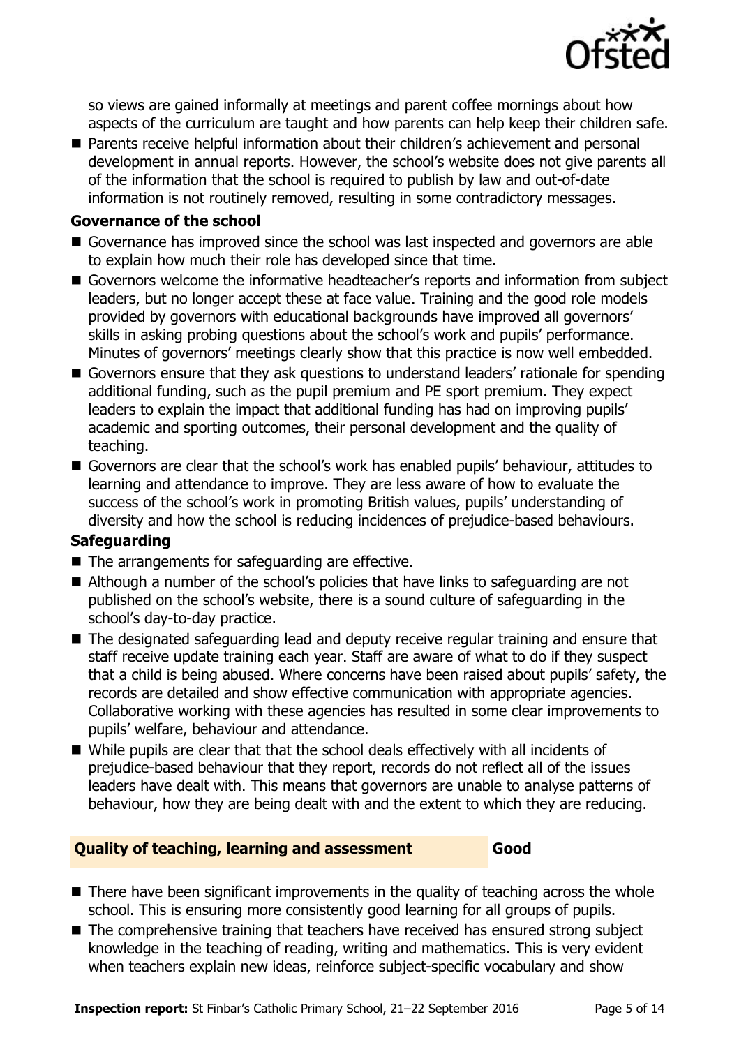so views are gained informally at meetings and parent coffee mornings about how aspects of the curriculum are taught and how parents can help keep their children safe.

- Parents receive helpful information about their children's achievement and personal development in annual reports. However, the school's website does not give parents all of the information that the school is required to publish by law and out-of-date information is not routinely removed, resulting in some contradictory messages.

**Governance of the school**

- Governance has improved since the school was last inspected and governors are able to explain how much their role has developed since that time.
- Governors welcome the informative headteacher's reports and information from subject leaders, but no longer accept these at face value. Training and the good role models provided by governors with educational backgrounds have improved all governors' skills in asking probing questions about the school's work and pupils' performance. Minutes of governors' meetings clearly show that this practice is now well embedded.
- Governors ensure that they ask questions to understand leaders' rationale for spending additional funding, such as the pupil premium and PE sport premium. They expect leaders to explain the impact that additional funding has had on improving pupils' academic and sporting outcomes, their personal development and the quality of teaching.
- Governors are clear that the school's work has enabled pupils' behaviour, attitudes to learning and attendance to improve. They are less aware of how to evaluate the success of the school's work in promoting British values, pupils' understanding of diversity and how the school is reducing incidences of prejudice-based behaviours.

**Safeguarding**

- The arrangements for safeguarding are effective.
- Although a number of the school's policies that have links to safeguarding are not published on the school's website, there is a sound culture of safeguarding in the school's day-to-day practice.
- The designated safeguarding lead and deputy receive regular training and ensure that staff receive update training each year. Staff are aware of what to do if they suspect that a child is being abused. Where concerns have been raised about pupils' safety, the records are detailed and show effective communication with appropriate agencies. Collaborative working with these agencies has resulted in some clear improvements to pupils' welfare, behaviour and attendance.
- While pupils are clear that that the school deals effectively with all incidents of prejudice-based behaviour that they report, records do not reflect all of the issues leaders have dealt with. This means that governors are unable to analyse patterns of behaviour, how they are being dealt with and the extent to which they are reducing.

## Quality of teaching, learning and assessment — Good

- There have been significant improvements in the quality of teaching across the whole school. This is ensuring more consistently good learning for all groups of pupils.
- The comprehensive training that teachers have received has ensured strong subject knowledge in the teaching of reading, writing and mathematics. This is very evident when teachers explain new ideas, reinforce subject-specific vocabulary and show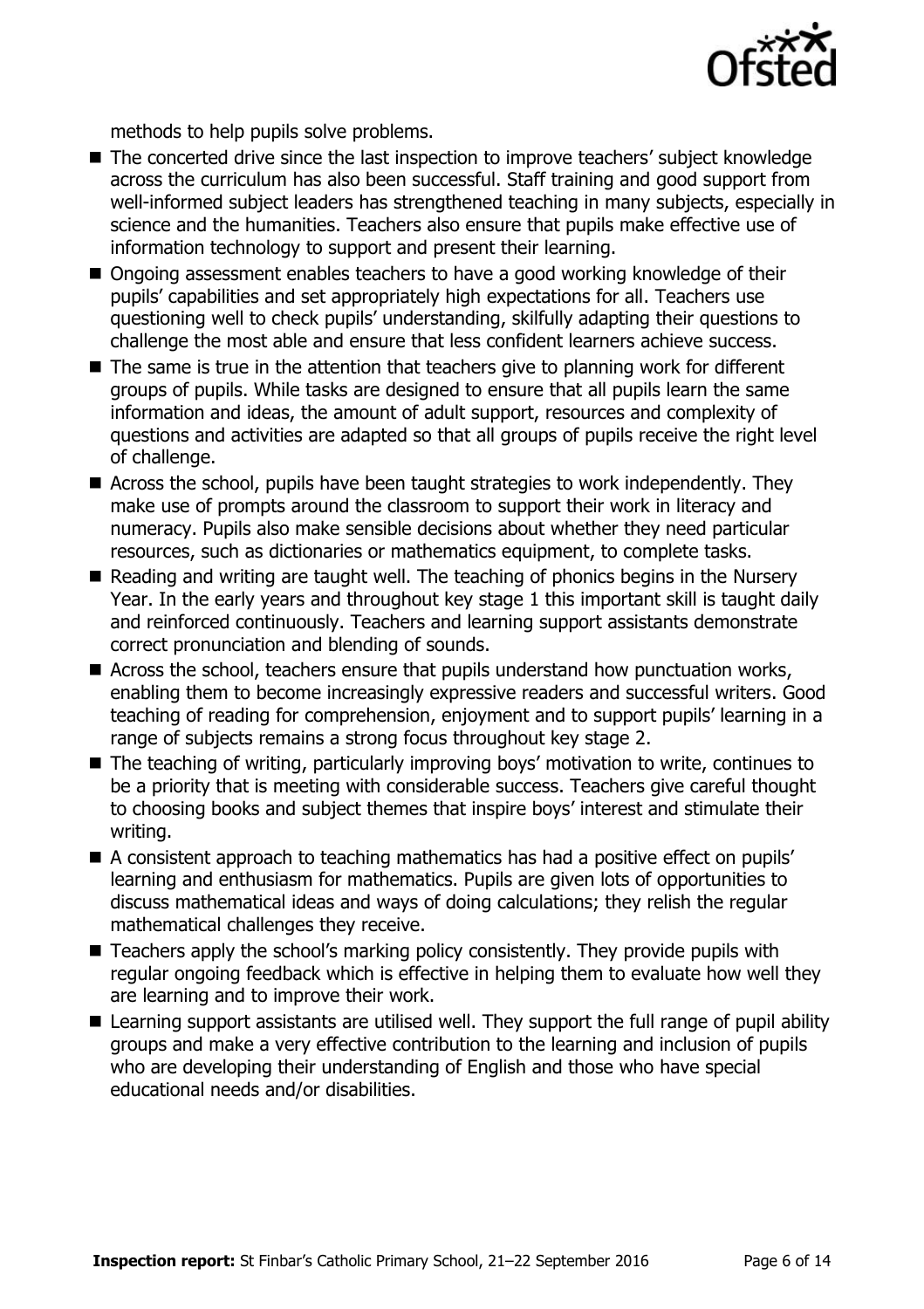methods to help pupils solve problems.

- The concerted drive since the last inspection to improve teachers' subject knowledge across the curriculum has also been successful. Staff training and good support from well-informed subject leaders has strengthened teaching in many subjects, especially in science and the humanities. Teachers also ensure that pupils make effective use of information technology to support and present their learning.
- Ongoing assessment enables teachers to have a good working knowledge of their pupils' capabilities and set appropriately high expectations for all. Teachers use questioning well to check pupils' understanding, skilfully adapting their questions to challenge the most able and ensure that less confident learners achieve success.
- The same is true in the attention that teachers give to planning work for different groups of pupils. While tasks are designed to ensure that all pupils learn the same information and ideas, the amount of adult support, resources and complexity of questions and activities are adapted so that all groups of pupils receive the right level of challenge.
- Across the school, pupils have been taught strategies to work independently. They make use of prompts around the classroom to support their work in literacy and numeracy. Pupils also make sensible decisions about whether they need particular resources, such as dictionaries or mathematics equipment, to complete tasks.
- Reading and writing are taught well. The teaching of phonics begins in the Nursery Year. In the early years and throughout key stage 1 this important skill is taught daily and reinforced continuously. Teachers and learning support assistants demonstrate correct pronunciation and blending of sounds.
- Across the school, teachers ensure that pupils understand how punctuation works, enabling them to become increasingly expressive readers and successful writers. Good teaching of reading for comprehension, enjoyment and to support pupils' learning in a range of subjects remains a strong focus throughout key stage 2.
- The teaching of writing, particularly improving boys' motivation to write, continues to be a priority that is meeting with considerable success. Teachers give careful thought to choosing books and subject themes that inspire boys' interest and stimulate their writing.
- A consistent approach to teaching mathematics has had a positive effect on pupils' learning and enthusiasm for mathematics. Pupils are given lots of opportunities to discuss mathematical ideas and ways of doing calculations; they relish the regular mathematical challenges they receive.
- Teachers apply the school's marking policy consistently. They provide pupils with regular ongoing feedback which is effective in helping them to evaluate how well they are learning and to improve their work.
- Learning support assistants are utilised well. They support the full range of pupil ability groups and make a very effective contribution to the learning and inclusion of pupils who are developing their understanding of English and those who have special educational needs and/or disabilities.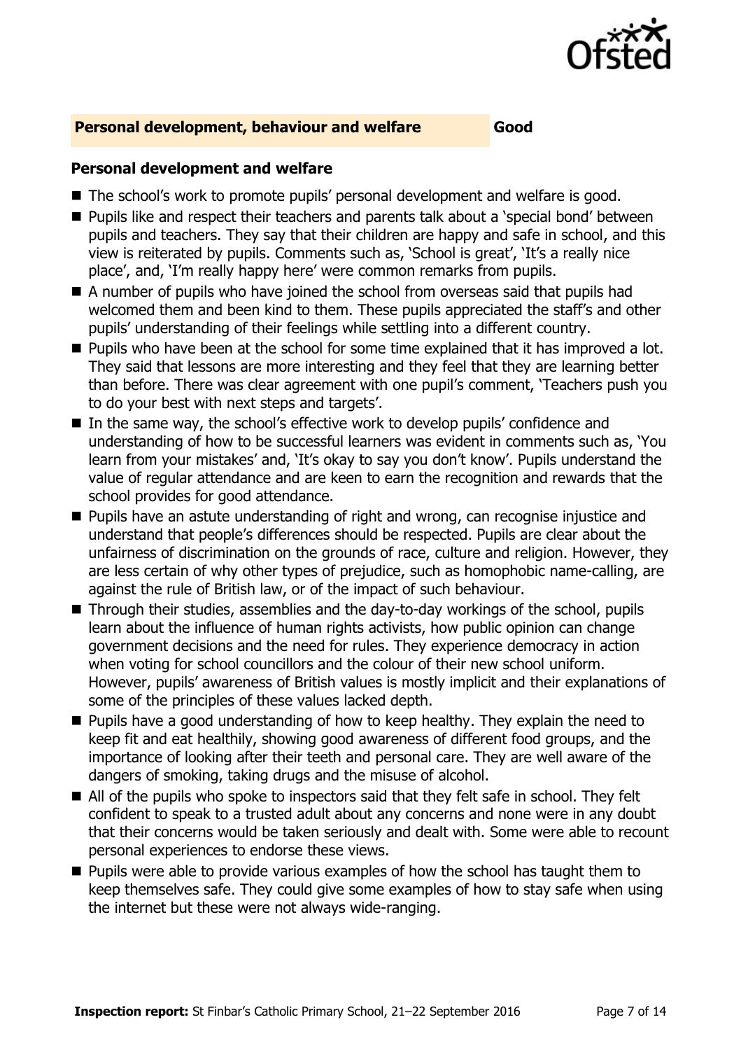## Personal development, behaviour and welfare — Good

### Personal development and welfare

- The school's work to promote pupils' personal development and welfare is good.
- Pupils like and respect their teachers and parents talk about a 'special bond' between pupils and teachers. They say that their children are happy and safe in school, and this view is reiterated by pupils. Comments such as, 'School is great', 'It's a really nice place', and, 'I'm really happy here' were common remarks from pupils.
- A number of pupils who have joined the school from overseas said that pupils had welcomed them and been kind to them. These pupils appreciated the staff's and other pupils' understanding of their feelings while settling into a different country.
- Pupils who have been at the school for some time explained that it has improved a lot. They said that lessons are more interesting and they feel that they are learning better than before. There was clear agreement with one pupil's comment, 'Teachers push you to do your best with next steps and targets'.
- In the same way, the school's effective work to develop pupils' confidence and understanding of how to be successful learners was evident in comments such as, 'You learn from your mistakes' and, 'It's okay to say you don't know'. Pupils understand the value of regular attendance and are keen to earn the recognition and rewards that the school provides for good attendance.
- Pupils have an astute understanding of right and wrong, can recognise injustice and understand that people's differences should be respected. Pupils are clear about the unfairness of discrimination on the grounds of race, culture and religion. However, they are less certain of why other types of prejudice, such as homophobic name-calling, are against the rule of British law, or of the impact of such behaviour.
- Through their studies, assemblies and the day-to-day workings of the school, pupils learn about the influence of human rights activists, how public opinion can change government decisions and the need for rules. They experience democracy in action when voting for school councillors and the colour of their new school uniform. However, pupils' awareness of British values is mostly implicit and their explanations of some of the principles of these values lacked depth.
- Pupils have a good understanding of how to keep healthy. They explain the need to keep fit and eat healthily, showing good awareness of different food groups, and the importance of looking after their teeth and personal care. They are well aware of the dangers of smoking, taking drugs and the misuse of alcohol.
- All of the pupils who spoke to inspectors said that they felt safe in school. They felt confident to speak to a trusted adult about any concerns and none were in any doubt that their concerns would be taken seriously and dealt with. Some were able to recount personal experiences to endorse these views.
- Pupils were able to provide various examples of how the school has taught them to keep themselves safe. They could give some examples of how to stay safe when using the internet but these were not always wide-ranging.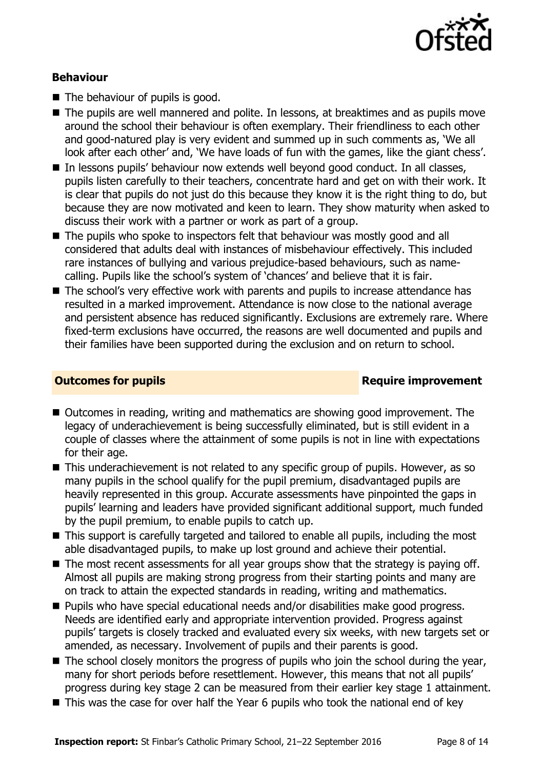### Behaviour

- The behaviour of pupils is good.
- The pupils are well mannered and polite. In lessons, at breaktimes and as pupils move around the school their behaviour is often exemplary. Their friendliness to each other and good-natured play is very evident and summed up in such comments as, 'We all look after each other' and, 'We have loads of fun with the games, like the giant chess'.
- In lessons pupils' behaviour now extends well beyond good conduct. In all classes, pupils listen carefully to their teachers, concentrate hard and get on with their work. It is clear that pupils do not just do this because they know it is the right thing to do, but because they are now motivated and keen to learn. They show maturity when asked to discuss their work with a partner or work as part of a group.
- The pupils who spoke to inspectors felt that behaviour was mostly good and all considered that adults deal with instances of misbehaviour effectively. This included rare instances of bullying and various prejudice-based behaviours, such as name-calling. Pupils like the school's system of 'chances' and believe that it is fair.
- The school's very effective work with parents and pupils to increase attendance has resulted in a marked improvement. Attendance is now close to the national average and persistent absence has reduced significantly. Exclusions are extremely rare. Where fixed-term exclusions have occurred, the reasons are well documented and pupils and their families have been supported during the exclusion and on return to school.

## Outcomes for pupils — Require improvement

- Outcomes in reading, writing and mathematics are showing good improvement. The legacy of underachievement is being successfully eliminated, but is still evident in a couple of classes where the attainment of some pupils is not in line with expectations for their age.
- This underachievement is not related to any specific group of pupils. However, as so many pupils in the school qualify for the pupil premium, disadvantaged pupils are heavily represented in this group. Accurate assessments have pinpointed the gaps in pupils' learning and leaders have provided significant additional support, much funded by the pupil premium, to enable pupils to catch up.
- This support is carefully targeted and tailored to enable all pupils, including the most able disadvantaged pupils, to make up lost ground and achieve their potential.
- The most recent assessments for all year groups show that the strategy is paying off. Almost all pupils are making strong progress from their starting points and many are on track to attain the expected standards in reading, writing and mathematics.
- Pupils who have special educational needs and/or disabilities make good progress. Needs are identified early and appropriate intervention provided. Progress against pupils' targets is closely tracked and evaluated every six weeks, with new targets set or amended, as necessary. Involvement of pupils and their parents is good.
- The school closely monitors the progress of pupils who join the school during the year, many for short periods before resettlement. However, this means that not all pupils' progress during key stage 2 can be measured from their earlier key stage 1 attainment.
- This was the case for over half the Year 6 pupils who took the national end of key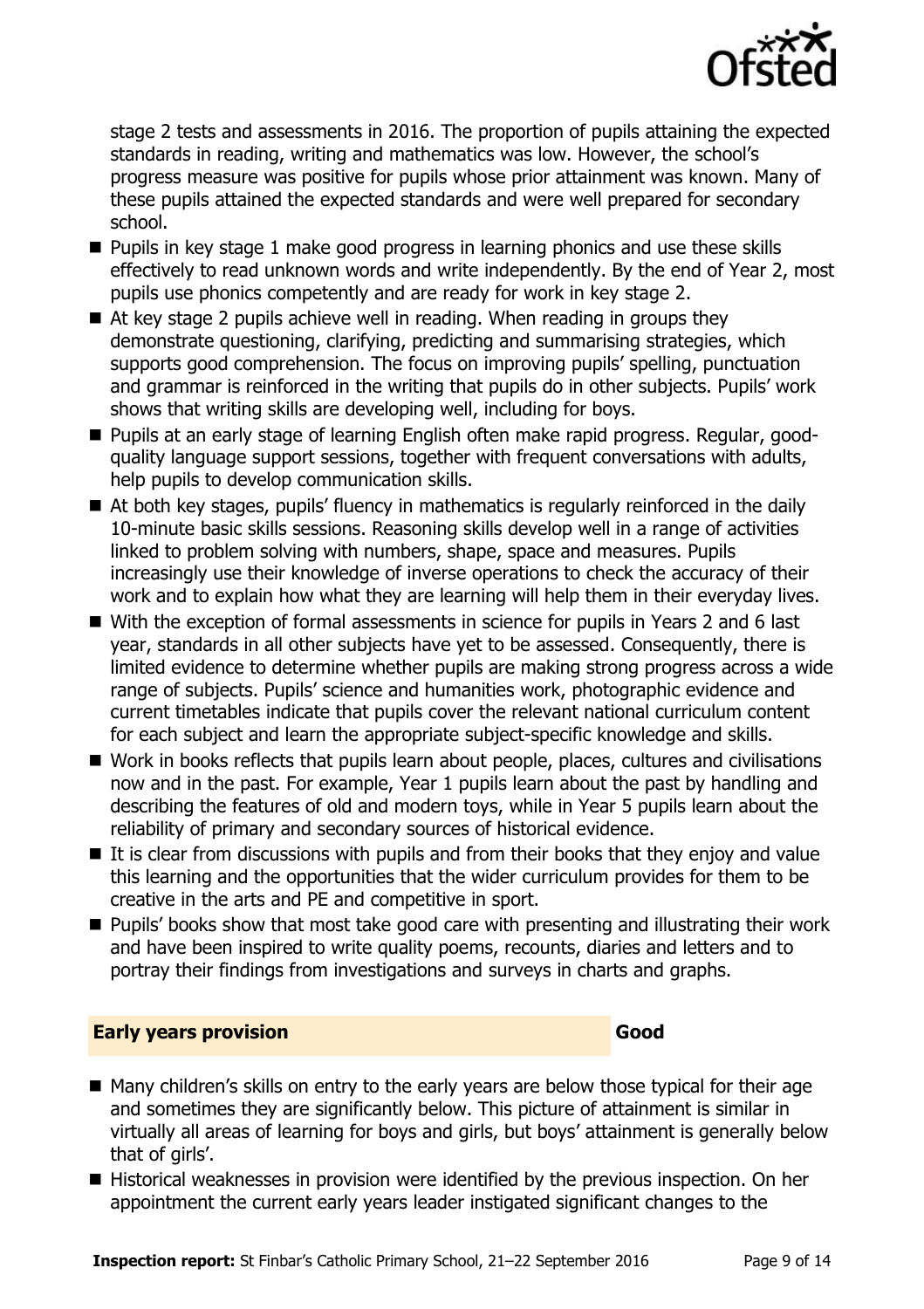stage 2 tests and assessments in 2016. The proportion of pupils attaining the expected standards in reading, writing and mathematics was low. However, the school's progress measure was positive for pupils whose prior attainment was known. Many of these pupils attained the expected standards and were well prepared for secondary school.

- Pupils in key stage 1 make good progress in learning phonics and use these skills effectively to read unknown words and write independently. By the end of Year 2, most pupils use phonics competently and are ready for work in key stage 2.
- At key stage 2 pupils achieve well in reading. When reading in groups they demonstrate questioning, clarifying, predicting and summarising strategies, which supports good comprehension. The focus on improving pupils' spelling, punctuation and grammar is reinforced in the writing that pupils do in other subjects. Pupils' work shows that writing skills are developing well, including for boys.
- Pupils at an early stage of learning English often make rapid progress. Regular, good-quality language support sessions, together with frequent conversations with adults, help pupils to develop communication skills.
- At both key stages, pupils' fluency in mathematics is regularly reinforced in the daily 10-minute basic skills sessions. Reasoning skills develop well in a range of activities linked to problem solving with numbers, shape, space and measures. Pupils increasingly use their knowledge of inverse operations to check the accuracy of their work and to explain how what they are learning will help them in their everyday lives.
- With the exception of formal assessments in science for pupils in Years 2 and 6 last year, standards in all other subjects have yet to be assessed. Consequently, there is limited evidence to determine whether pupils are making strong progress across a wide range of subjects. Pupils' science and humanities work, photographic evidence and current timetables indicate that pupils cover the relevant national curriculum content for each subject and learn the appropriate subject-specific knowledge and skills.
- Work in books reflects that pupils learn about people, places, cultures and civilisations now and in the past. For example, Year 1 pupils learn about the past by handling and describing the features of old and modern toys, while in Year 5 pupils learn about the reliability of primary and secondary sources of historical evidence.
- It is clear from discussions with pupils and from their books that they enjoy and value this learning and the opportunities that the wider curriculum provides for them to be creative in the arts and PE and competitive in sport.
- Pupils' books show that most take good care with presenting and illustrating their work and have been inspired to write quality poems, recounts, diaries and letters and to portray their findings from investigations and surveys in charts and graphs.

## Early years provision — Good

- Many children's skills on entry to the early years are below those typical for their age and sometimes they are significantly below. This picture of attainment is similar in virtually all areas of learning for boys and girls, but boys' attainment is generally below that of girls'.
- Historical weaknesses in provision were identified by the previous inspection. On her appointment the current early years leader instigated significant changes to the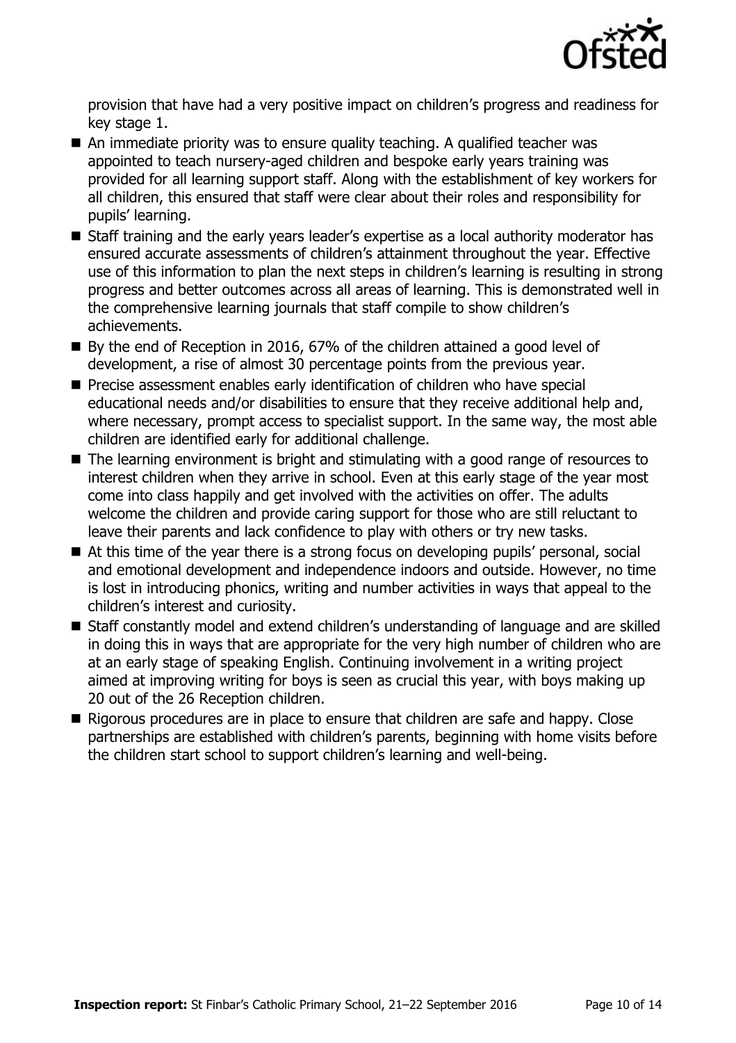provision that have had a very positive impact on children's progress and readiness for key stage 1.

- An immediate priority was to ensure quality teaching. A qualified teacher was appointed to teach nursery-aged children and bespoke early years training was provided for all learning support staff. Along with the establishment of key workers for all children, this ensured that staff were clear about their roles and responsibility for pupils' learning.
- Staff training and the early years leader's expertise as a local authority moderator has ensured accurate assessments of children's attainment throughout the year. Effective use of this information to plan the next steps in children's learning is resulting in strong progress and better outcomes across all areas of learning. This is demonstrated well in the comprehensive learning journals that staff compile to show children's achievements.
- By the end of Reception in 2016, 67% of the children attained a good level of development, a rise of almost 30 percentage points from the previous year.
- Precise assessment enables early identification of children who have special educational needs and/or disabilities to ensure that they receive additional help and, where necessary, prompt access to specialist support. In the same way, the most able children are identified early for additional challenge.
- The learning environment is bright and stimulating with a good range of resources to interest children when they arrive in school. Even at this early stage of the year most come into class happily and get involved with the activities on offer. The adults welcome the children and provide caring support for those who are still reluctant to leave their parents and lack confidence to play with others or try new tasks.
- At this time of the year there is a strong focus on developing pupils' personal, social and emotional development and independence indoors and outside. However, no time is lost in introducing phonics, writing and number activities in ways that appeal to the children's interest and curiosity.
- Staff constantly model and extend children's understanding of language and are skilled in doing this in ways that are appropriate for the very high number of children who are at an early stage of speaking English. Continuing involvement in a writing project aimed at improving writing for boys is seen as crucial this year, with boys making up 20 out of the 26 Reception children.
- Rigorous procedures are in place to ensure that children are safe and happy. Close partnerships are established with children's parents, beginning with home visits before the children start school to support children's learning and well-being.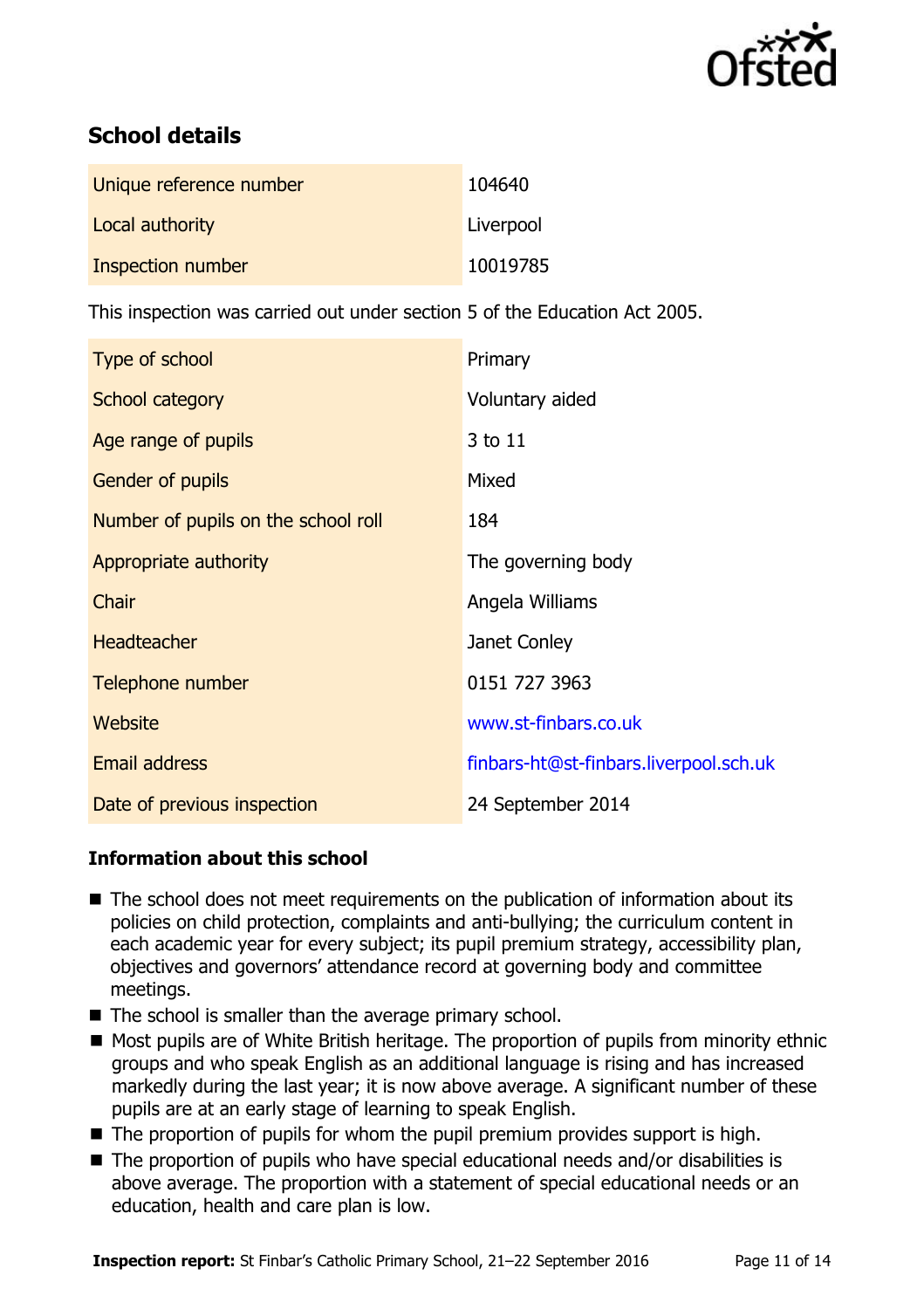## School details

| | |
|---|---|
| Unique reference number | 104640 |
| Local authority | Liverpool |
| Inspection number | 10019785 |

This inspection was carried out under section 5 of the Education Act 2005.

| | |
|---|---|
| Type of school | Primary |
| School category | Voluntary aided |
| Age range of pupils | 3 to 11 |
| Gender of pupils | Mixed |
| Number of pupils on the school roll | 184 |
| Appropriate authority | The governing body |
| Chair | Angela Williams |
| Headteacher | Janet Conley |
| Telephone number | 0151 727 3963 |
| Website | www.st-finbars.co.uk |
| Email address | finbars-ht@st-finbars.liverpool.sch.uk |
| Date of previous inspection | 24 September 2014 |

### Information about this school

- The school does not meet requirements on the publication of information about its policies on child protection, complaints and anti-bullying; the curriculum content in each academic year for every subject; its pupil premium strategy, accessibility plan, objectives and governors' attendance record at governing body and committee meetings.
- The school is smaller than the average primary school.
- Most pupils are of White British heritage. The proportion of pupils from minority ethnic groups and who speak English as an additional language is rising and has increased markedly during the last year; it is now above average. A significant number of these pupils are at an early stage of learning to speak English.
- The proportion of pupils for whom the pupil premium provides support is high.
- The proportion of pupils who have special educational needs and/or disabilities is above average. The proportion with a statement of special educational needs or an education, health and care plan is low.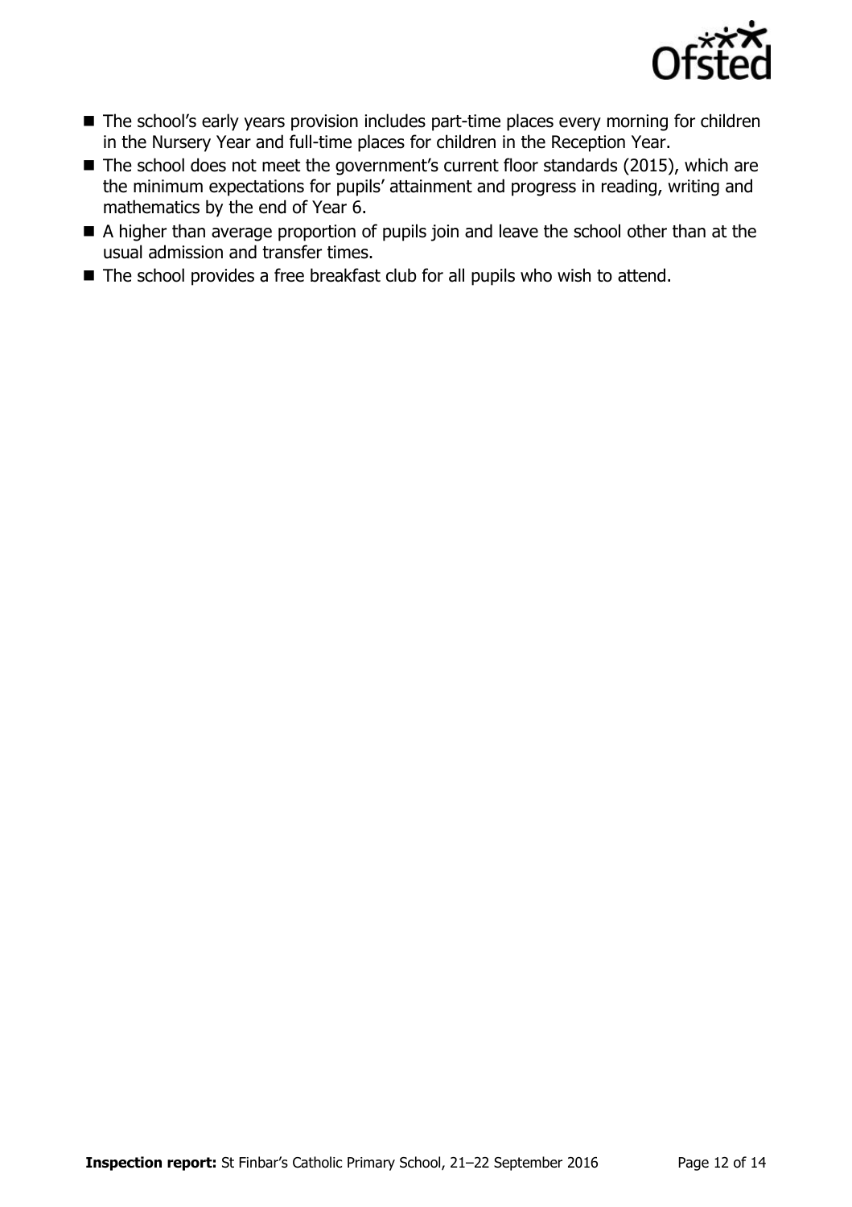- The school's early years provision includes part-time places every morning for children in the Nursery Year and full-time places for children in the Reception Year.
- The school does not meet the government's current floor standards (2015), which are the minimum expectations for pupils' attainment and progress in reading, writing and mathematics by the end of Year 6.
- A higher than average proportion of pupils join and leave the school other than at the usual admission and transfer times.
- The school provides a free breakfast club for all pupils who wish to attend.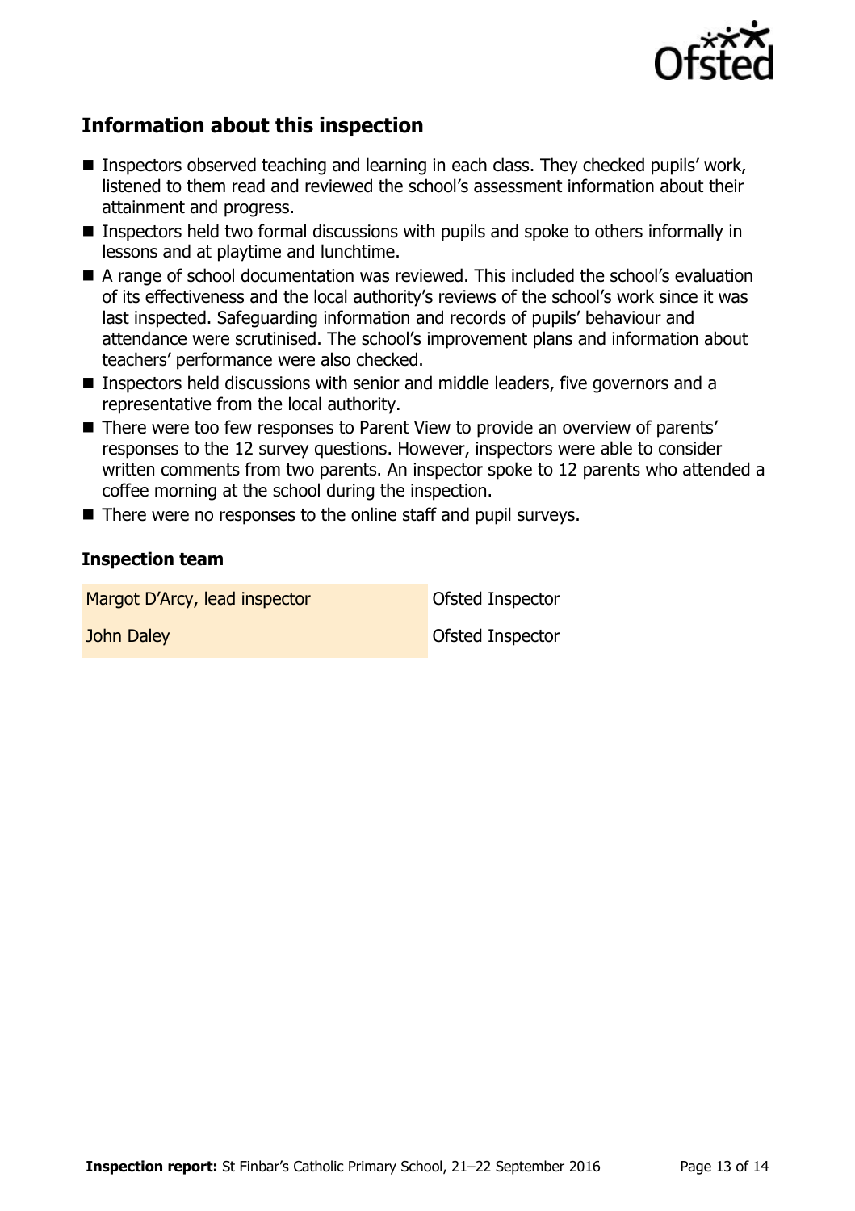## Information about this inspection

- Inspectors observed teaching and learning in each class. They checked pupils' work, listened to them read and reviewed the school's assessment information about their attainment and progress.
- Inspectors held two formal discussions with pupils and spoke to others informally in lessons and at playtime and lunchtime.
- A range of school documentation was reviewed. This included the school's evaluation of its effectiveness and the local authority's reviews of the school's work since it was last inspected. Safeguarding information and records of pupils' behaviour and attendance were scrutinised. The school's improvement plans and information about teachers' performance were also checked.
- Inspectors held discussions with senior and middle leaders, five governors and a representative from the local authority.
- There were too few responses to Parent View to provide an overview of parents' responses to the 12 survey questions. However, inspectors were able to consider written comments from two parents. An inspector spoke to 12 parents who attended a coffee morning at the school during the inspection.
- There were no responses to the online staff and pupil surveys.

### Inspection team

| | |
|---|---|
| Margot D'Arcy, lead inspector | Ofsted Inspector |
| John Daley | Ofsted Inspector |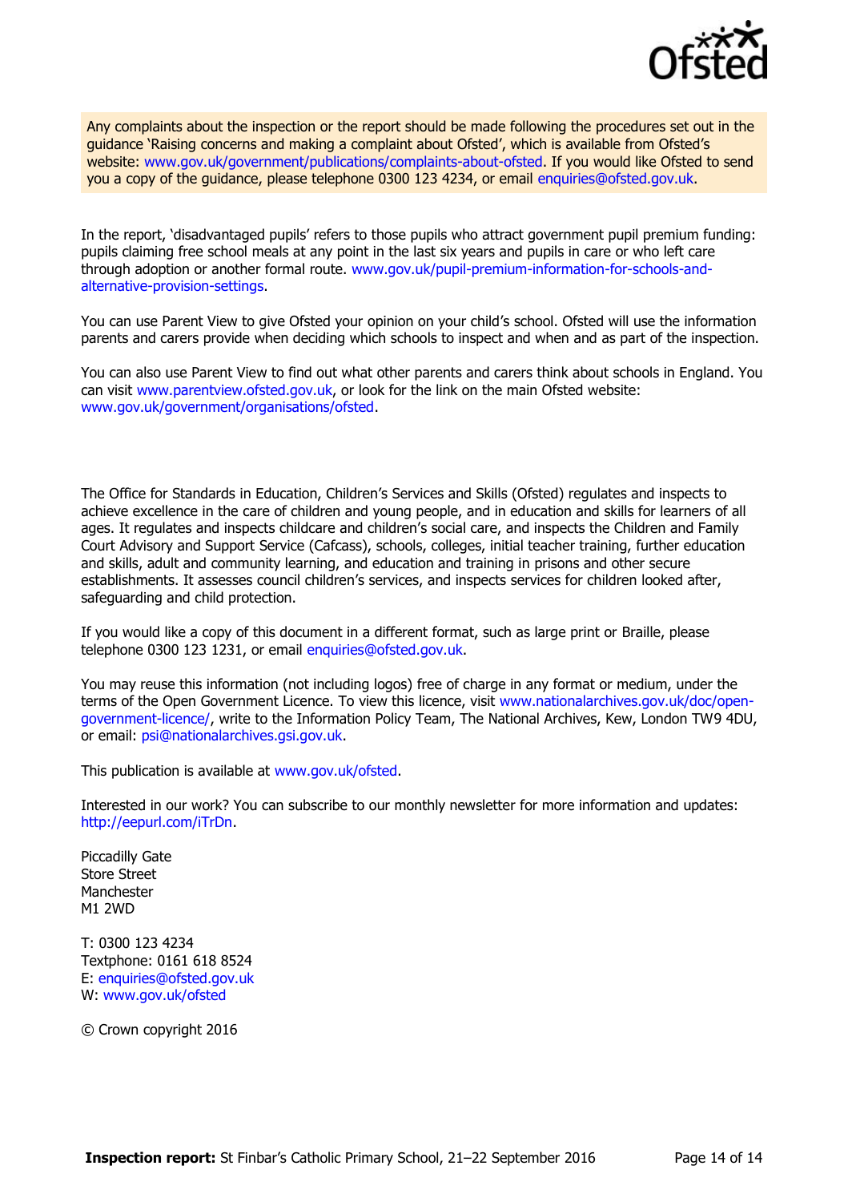Any complaints about the inspection or the report should be made following the procedures set out in the guidance 'Raising concerns and making a complaint about Ofsted', which is available from Ofsted's website: www.gov.uk/government/publications/complaints-about-ofsted. If you would like Ofsted to send you a copy of the guidance, please telephone 0300 123 4234, or email enquiries@ofsted.gov.uk.

In the report, 'disadvantaged pupils' refers to those pupils who attract government pupil premium funding: pupils claiming free school meals at any point in the last six years and pupils in care or who left care through adoption or another formal route. www.gov.uk/pupil-premium-information-for-schools-and-alternative-provision-settings.

You can use Parent View to give Ofsted your opinion on your child's school. Ofsted will use the information parents and carers provide when deciding which schools to inspect and when and as part of the inspection.

You can also use Parent View to find out what other parents and carers think about schools in England. You can visit www.parentview.ofsted.gov.uk, or look for the link on the main Ofsted website: www.gov.uk/government/organisations/ofsted.

The Office for Standards in Education, Children's Services and Skills (Ofsted) regulates and inspects to achieve excellence in the care of children and young people, and in education and skills for learners of all ages. It regulates and inspects childcare and children's social care, and inspects the Children and Family Court Advisory and Support Service (Cafcass), schools, colleges, initial teacher training, further education and skills, adult and community learning, and education and training in prisons and other secure establishments. It assesses council children's services, and inspects services for children looked after, safeguarding and child protection.

If you would like a copy of this document in a different format, such as large print or Braille, please telephone 0300 123 1231, or email enquiries@ofsted.gov.uk.

You may reuse this information (not including logos) free of charge in any format or medium, under the terms of the Open Government Licence. To view this licence, visit www.nationalarchives.gov.uk/doc/open-government-licence/, write to the Information Policy Team, The National Archives, Kew, London TW9 4DU, or email: psi@nationalarchives.gsi.gov.uk.

This publication is available at www.gov.uk/ofsted.

Interested in our work? You can subscribe to our monthly newsletter for more information and updates: http://eepurl.com/iTrDn.

Piccadilly Gate
Store Street
Manchester
M1 2WD

T: 0300 123 4234
Textphone: 0161 618 8524
E: enquiries@ofsted.gov.uk
W: www.gov.uk/ofsted

© Crown copyright 2016